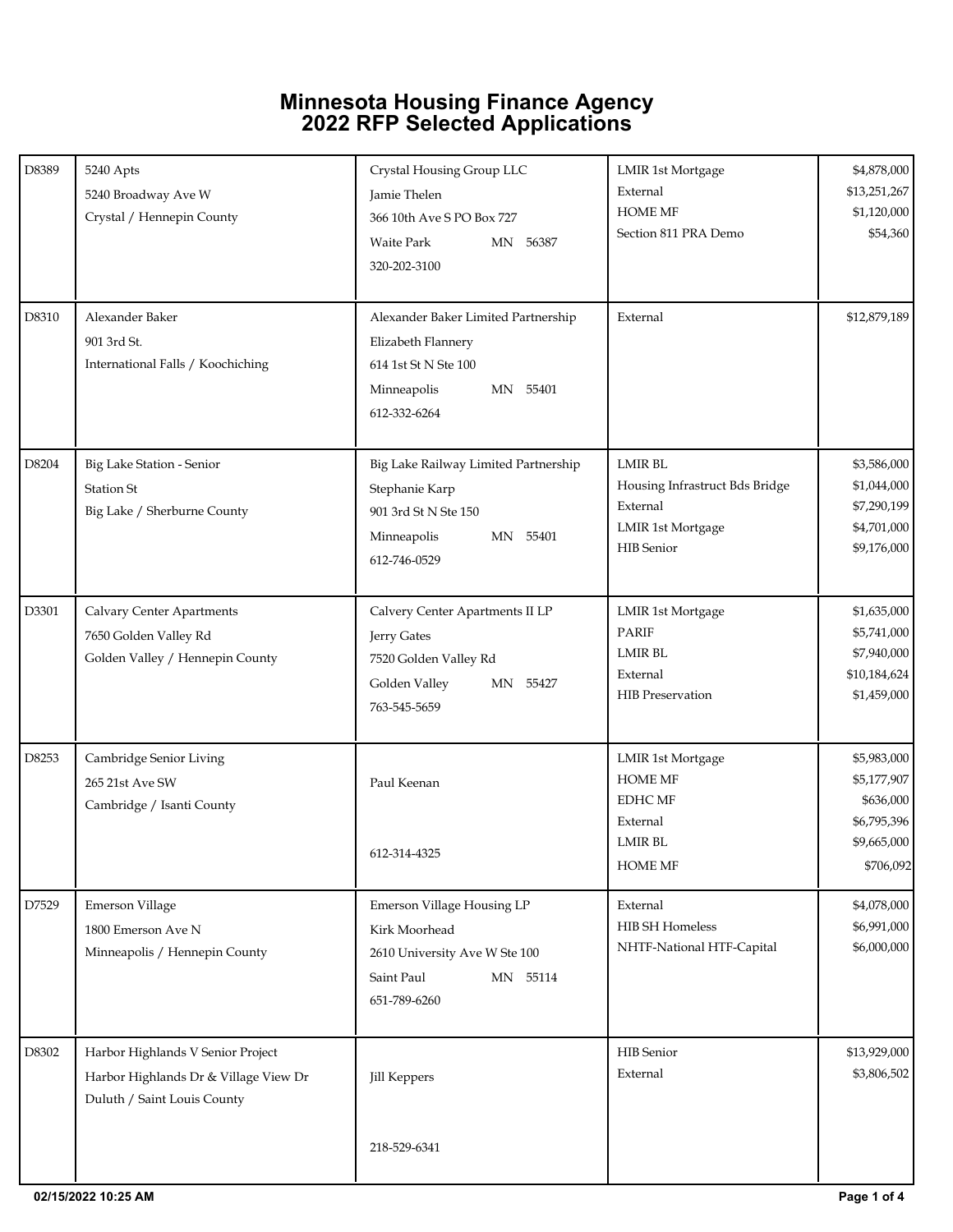# Minnesota Housing Finance Agency
## 2022 RFP Selected Applications

| ID | Project | Applicant / Contact | Funding Source | Amount |
| --- | --- | --- | --- | --- |
| D8389 | 5240 Apts<br>5240 Broadway Ave W<br>Crystal / Hennepin County | Crystal Housing Group LLC<br>Jamie Thelen<br>366 10th Ave S PO Box 727<br>Waite Park MN 56387<br>320-202-3100 | LMIR 1st Mortgage<br>External<br>HOME MF<br>Section 811 PRA Demo | $4,878,000<br>$13,251,267<br>$1,120,000<br>$54,360 |
| D8310 | Alexander Baker<br>901 3rd St.<br>International Falls / Koochiching | Alexander Baker Limited Partnership<br>Elizabeth Flannery<br>614 1st St N Ste 100<br>Minneapolis MN 55401<br>612-332-6264 | External | $12,879,189 |
| D8204 | Big Lake Station - Senior<br>Station St<br>Big Lake / Sherburne County | Big Lake Railway Limited Partnership<br>Stephanie Karp<br>901 3rd St N Ste 150<br>Minneapolis MN 55401<br>612-746-0529 | LMIR BL<br>Housing Infrastruct Bds Bridge<br>External<br>LMIR 1st Mortgage<br>HIB Senior | $3,586,000<br>$1,044,000<br>$7,290,199<br>$4,701,000<br>$9,176,000 |
| D3301 | Calvary Center Apartments<br>7650 Golden Valley Rd<br>Golden Valley / Hennepin County | Calvery Center Apartments II LP<br>Jerry Gates<br>7520 Golden Valley Rd<br>Golden Valley MN 55427<br>763-545-5659 | LMIR 1st Mortgage<br>PARIF<br>LMIR BL<br>External<br>HIB Preservation | $1,635,000<br>$5,741,000<br>$7,940,000<br>$10,184,624<br>$1,459,000 |
| D8253 | Cambridge Senior Living<br>265 21st Ave SW<br>Cambridge / Isanti County | Paul Keenan<br>612-314-4325 | LMIR 1st Mortgage<br>HOME MF<br>EDHC MF<br>External<br>LMIR BL<br>HOME MF | $5,983,000<br>$5,177,907<br>$636,000<br>$6,795,396<br>$9,665,000<br>$706,092 |
| D7529 | Emerson Village<br>1800 Emerson Ave N<br>Minneapolis / Hennepin County | Emerson Village Housing LP<br>Kirk Moorhead<br>2610 University Ave W Ste 100<br>Saint Paul MN 55114<br>651-789-6260 | External<br>HIB SH Homeless<br>NHTF-National HTF-Capital | $4,078,000<br>$6,991,000<br>$6,000,000 |
| D8302 | Harbor Highlands V Senior Project<br>Harbor Highlands Dr & Village View Dr<br>Duluth / Saint Louis County | Jill Keppers<br>218-529-6341 | HIB Senior<br>External | $13,929,000<br>$3,806,502 |

02/15/2022 10:25 AM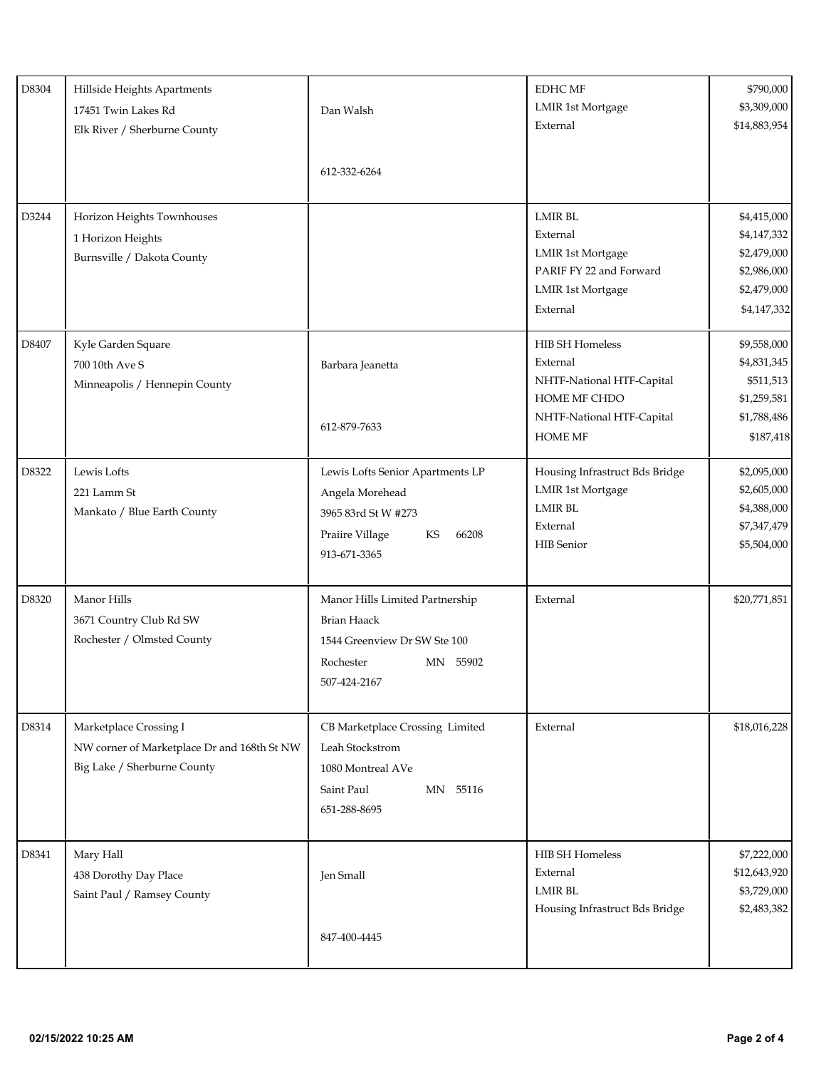| | | | | |
|---|---|---|---|---|
| D8304 | Hillside Heights Apartments<br>17451 Twin Lakes Rd<br>Elk River / Sherburne County | Dan Walsh<br><br>612-332-6264 | EDHC MF<br>LMIR 1st Mortgage<br>External | $790,000<br>$3,309,000<br>$14,883,954 |
| D3244 | Horizon Heights Townhouses<br>1 Horizon Heights<br>Burnsville / Dakota County | | LMIR BL<br>External<br>LMIR 1st Mortgage<br>PARIF FY 22 and Forward<br>LMIR 1st Mortgage<br>External | $4,415,000<br>$4,147,332<br>$2,479,000<br>$2,986,000<br>$2,479,000<br>$4,147,332 |
| D8407 | Kyle Garden Square<br>700 10th Ave S<br>Minneapolis / Hennepin County | Barbara Jeanetta<br><br>612-879-7633 | HIB SH Homeless<br>External<br>NHTF-National HTF-Capital<br>HOME MF CHDO<br>NHTF-National HTF-Capital<br>HOME MF | $9,558,000<br>$4,831,345<br>$511,513<br>$1,259,581<br>$1,788,486<br>$187,418 |
| D8322 | Lewis Lofts<br>221 Lamm St<br>Mankato / Blue Earth County | Lewis Lofts Senior Apartments LP<br>Angela Morehead<br>3965 83rd St W #273<br>Praiire Village KS 66208<br>913-671-3365 | Housing Infrastruct Bds Bridge<br>LMIR 1st Mortgage<br>LMIR BL<br>External<br>HIB Senior | $2,095,000<br>$2,605,000<br>$4,388,000<br>$7,347,479<br>$5,504,000 |
| D8320 | Manor Hills<br>3671 Country Club Rd SW<br>Rochester / Olmsted County | Manor Hills Limited Partnership<br>Brian Haack<br>1544 Greenview Dr SW Ste 100<br>Rochester MN 55902<br>507-424-2167 | External | $20,771,851 |
| D8314 | Marketplace Crossing I<br>NW corner of Marketplace Dr and 168th St NW<br>Big Lake / Sherburne County | CB Marketplace Crossing Limited<br>Leah Stockstrom<br>1080 Montreal AVe<br>Saint Paul MN 55116<br>651-288-8695 | External | $18,016,228 |
| D8341 | Mary Hall<br>438 Dorothy Day Place<br>Saint Paul / Ramsey County | Jen Small<br><br>847-400-4445 | HIB SH Homeless<br>External<br>LMIR BL<br>Housing Infrastruct Bds Bridge | $7,222,000<br>$12,643,920<br>$3,729,000<br>$2,483,382 |

02/15/2022 10:25 AM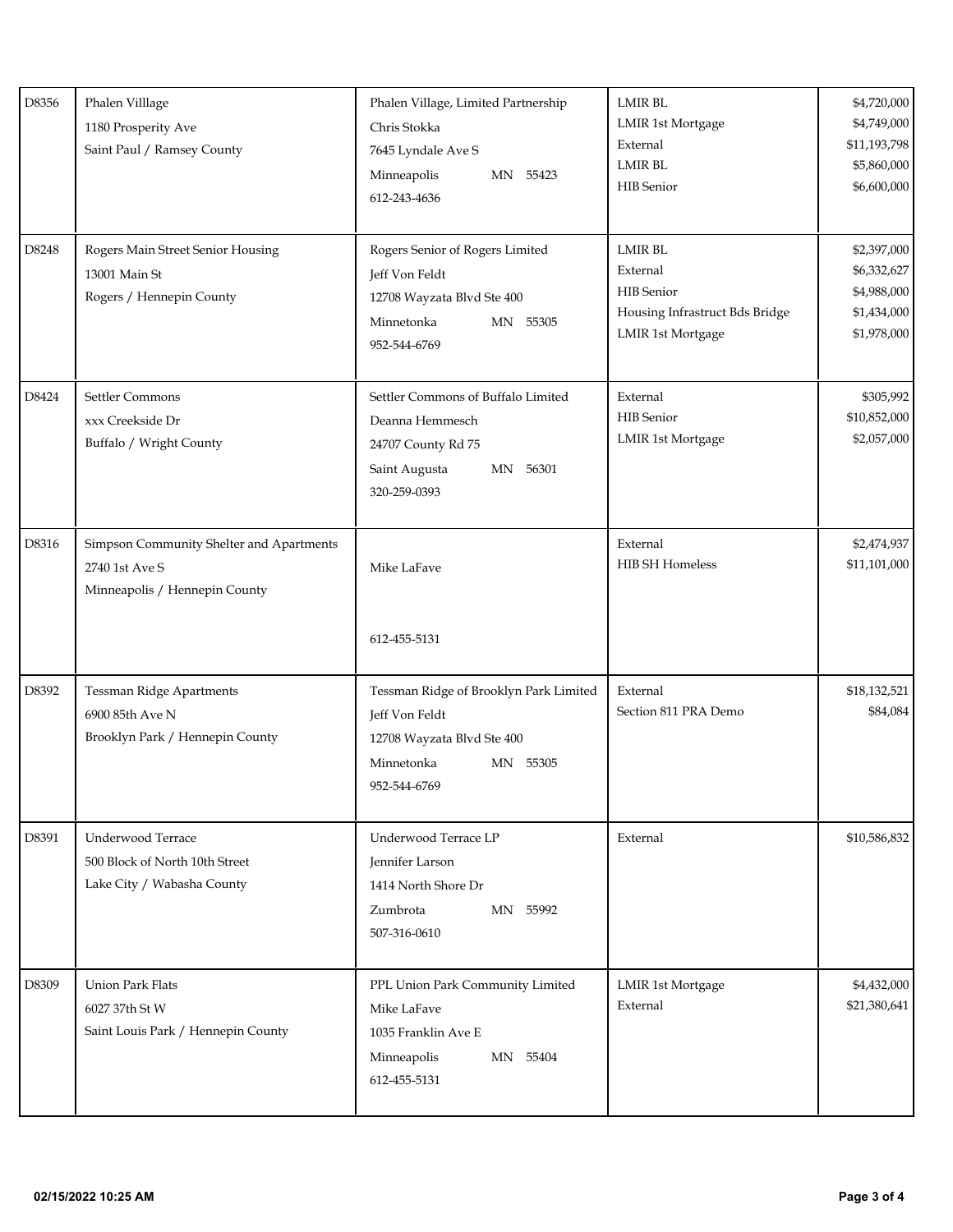| | | | | |
|---|---|---|---|---|
| D8356 | Phalen Villlage<br>1180 Prosperity Ave<br>Saint Paul / Ramsey County | Phalen Village, Limited Partnership<br>Chris Stokka<br>7645 Lyndale Ave S<br>Minneapolis MN 55423<br>612-243-4636 | LMIR BL<br>LMIR 1st Mortgage<br>External<br>LMIR BL<br>HIB Senior | $4,720,000<br>$4,749,000<br>$11,193,798<br>$5,860,000<br>$6,600,000 |
| D8248 | Rogers Main Street Senior Housing<br>13001 Main St<br>Rogers / Hennepin County | Rogers Senior of Rogers Limited<br>Jeff Von Feldt<br>12708 Wayzata Blvd Ste 400<br>Minnetonka MN 55305<br>952-544-6769 | LMIR BL<br>External<br>HIB Senior<br>Housing Infrastruct Bds Bridge<br>LMIR 1st Mortgage | $2,397,000<br>$6,332,627<br>$4,988,000<br>$1,434,000<br>$1,978,000 |
| D8424 | Settler Commons<br>xxx Creekside Dr<br>Buffalo / Wright County | Settler Commons of Buffalo Limited<br>Deanna Hemmesch<br>24707 County Rd 75<br>Saint Augusta MN 56301<br>320-259-0393 | External<br>HIB Senior<br>LMIR 1st Mortgage | $305,992<br>$10,852,000<br>$2,057,000 |
| D8316 | Simpson Community Shelter and Apartments<br>2740 1st Ave S<br>Minneapolis / Hennepin County | Mike LaFave<br>612-455-5131 | External<br>HIB SH Homeless | $2,474,937<br>$11,101,000 |
| D8392 | Tessman Ridge Apartments<br>6900 85th Ave N<br>Brooklyn Park / Hennepin County | Tessman Ridge of Brooklyn Park Limited<br>Jeff Von Feldt<br>12708 Wayzata Blvd Ste 400<br>Minnetonka MN 55305<br>952-544-6769 | External<br>Section 811 PRA Demo | $18,132,521<br>$84,084 |
| D8391 | Underwood Terrace<br>500 Block of North 10th Street<br>Lake City / Wabasha County | Underwood Terrace LP<br>Jennifer Larson<br>1414 North Shore Dr<br>Zumbrota MN 55992<br>507-316-0610 | External | $10,586,832 |
| D8309 | Union Park Flats<br>6027 37th St W<br>Saint Louis Park / Hennepin County | PPL Union Park Community Limited<br>Mike LaFave<br>1035 Franklin Ave E<br>Minneapolis MN 55404<br>612-455-5131 | LMIR 1st Mortgage<br>External | $4,432,000<br>$21,380,641 |

02/15/2022 10:25 AM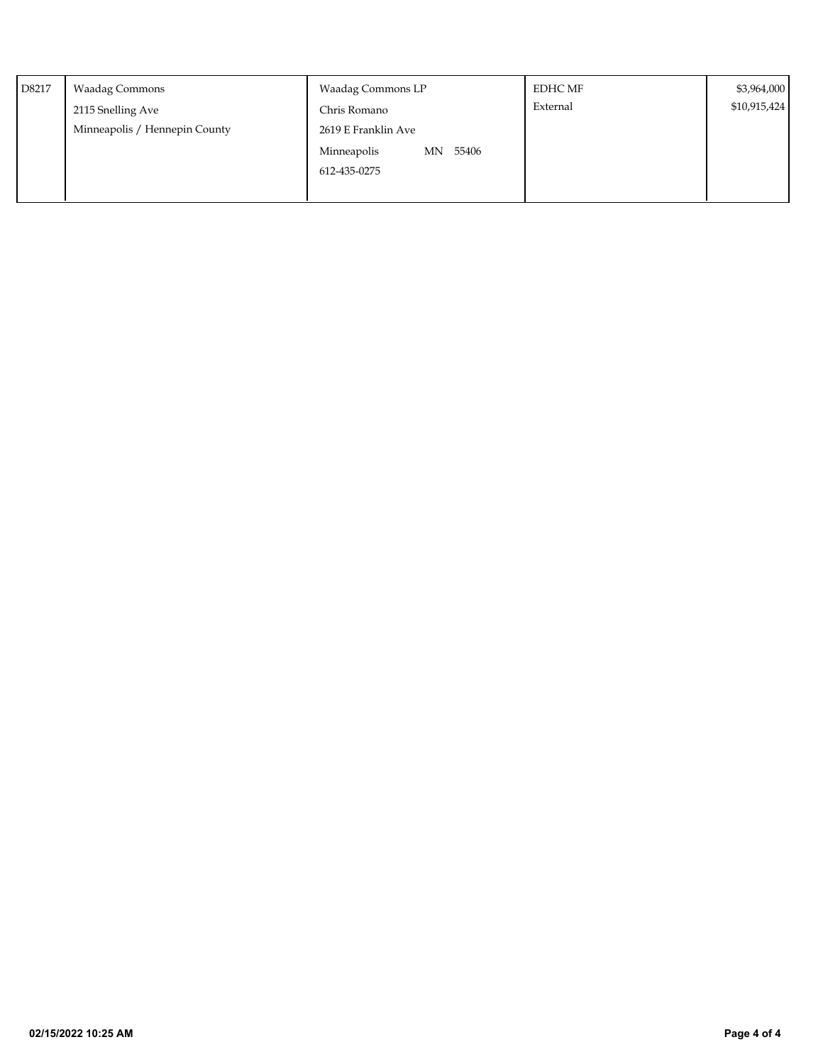| | | | | |
|---|---|---|---|---|
| D8217 | Waadag Commons<br>2115 Snelling Ave<br>Minneapolis / Hennepin County | Waadag Commons LP<br>Chris Romano<br>2619 E Franklin Ave<br>Minneapolis MN 55406<br>612-435-0275 | EDHC MF<br>External | $3,964,000<br>$10,915,424 |

02/15/2022 10:25 AM